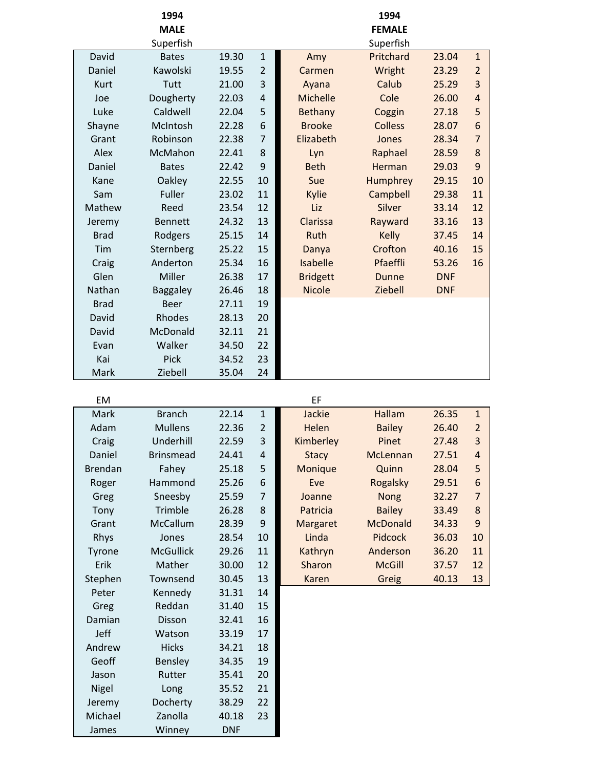## 1994 MALE

Superfish

| First Name | Last Name | Time | Place |
|---|---|---|---|
| David | Bates | 19.30 | 1 |
| Daniel | Kawolski | 19.55 | 2 |
| Kurt | Tutt | 21.00 | 3 |
| Joe | Dougherty | 22.03 | 4 |
| Luke | Caldwell | 22.04 | 5 |
| Shayne | McIntosh | 22.28 | 6 |
| Grant | Robinson | 22.38 | 7 |
| Alex | McMahon | 22.41 | 8 |
| Daniel | Bates | 22.42 | 9 |
| Kane | Oakley | 22.55 | 10 |
| Sam | Fuller | 23.02 | 11 |
| Mathew | Reed | 23.54 | 12 |
| Jeremy | Bennett | 24.32 | 13 |
| Brad | Rodgers | 25.15 | 14 |
| Tim | Sternberg | 25.22 | 15 |
| Craig | Anderton | 25.34 | 16 |
| Glen | Miller | 26.38 | 17 |
| Nathan | Baggaley | 26.46 | 18 |
| Brad | Beer | 27.11 | 19 |
| David | Rhodes | 28.13 | 20 |
| David | McDonald | 32.11 | 21 |
| Evan | Walker | 34.50 | 22 |
| Kai | Pick | 34.52 | 23 |
| Mark | Ziebell | 35.04 | 24 |

## 1994 FEMALE

Superfish

| First Name | Last Name | Time | Place |
|---|---|---|---|
| Amy | Pritchard | 23.04 | 1 |
| Carmen | Wright | 23.29 | 2 |
| Ayana | Calub | 25.29 | 3 |
| Michelle | Cole | 26.00 | 4 |
| Bethany | Coggin | 27.18 | 5 |
| Brooke | Colless | 28.07 | 6 |
| Elizabeth | Jones | 28.34 | 7 |
| Lyn | Raphael | 28.59 | 8 |
| Beth | Herman | 29.03 | 9 |
| Sue | Humphrey | 29.15 | 10 |
| Kylie | Campbell | 29.38 | 11 |
| Liz | Silver | 33.14 | 12 |
| Clarissa | Rayward | 33.16 | 13 |
| Ruth | Kelly | 37.45 | 14 |
| Danya | Crofton | 40.16 | 15 |
| Isabelle | Pfaeffli | 53.26 | 16 |
| Bridgett | Dunne | DNF | |
| Nicole | Ziebell | DNF | |

EM

| First Name | Last Name | Time | Place |
|---|---|---|---|
| Mark | Branch | 22.14 | 1 |
| Adam | Mullens | 22.36 | 2 |
| Craig | Underhill | 22.59 | 3 |
| Daniel | Brinsmead | 24.41 | 4 |
| Brendan | Fahey | 25.18 | 5 |
| Roger | Hammond | 25.26 | 6 |
| Greg | Sneesby | 25.59 | 7 |
| Tony | Trimble | 26.28 | 8 |
| Grant | McCallum | 28.39 | 9 |
| Rhys | Jones | 28.54 | 10 |
| Tyrone | McGullick | 29.26 | 11 |
| Erik | Mather | 30.00 | 12 |
| Stephen | Townsend | 30.45 | 13 |
| Peter | Kennedy | 31.31 | 14 |
| Greg | Reddan | 31.40 | 15 |
| Damian | Disson | 32.41 | 16 |
| Jeff | Watson | 33.19 | 17 |
| Andrew | Hicks | 34.21 | 18 |
| Geoff | Bensley | 34.35 | 19 |
| Jason | Rutter | 35.41 | 20 |
| Nigel | Long | 35.52 | 21 |
| Jeremy | Docherty | 38.29 | 22 |
| Michael | Zanolla | 40.18 | 23 |
| James | Winney | DNF | |

EF

| First Name | Last Name | Time | Place |
|---|---|---|---|
| Jackie | Hallam | 26.35 | 1 |
| Helen | Bailey | 26.40 | 2 |
| Kimberley | Pinet | 27.48 | 3 |
| Stacy | McLennan | 27.51 | 4 |
| Monique | Quinn | 28.04 | 5 |
| Eve | Rogalsky | 29.51 | 6 |
| Joanne | Nong | 32.27 | 7 |
| Patricia | Bailey | 33.49 | 8 |
| Margaret | McDonald | 34.33 | 9 |
| Linda | Pidcock | 36.03 | 10 |
| Kathryn | Anderson | 36.20 | 11 |
| Sharon | McGill | 37.57 | 12 |
| Karen | Greig | 40.13 | 13 |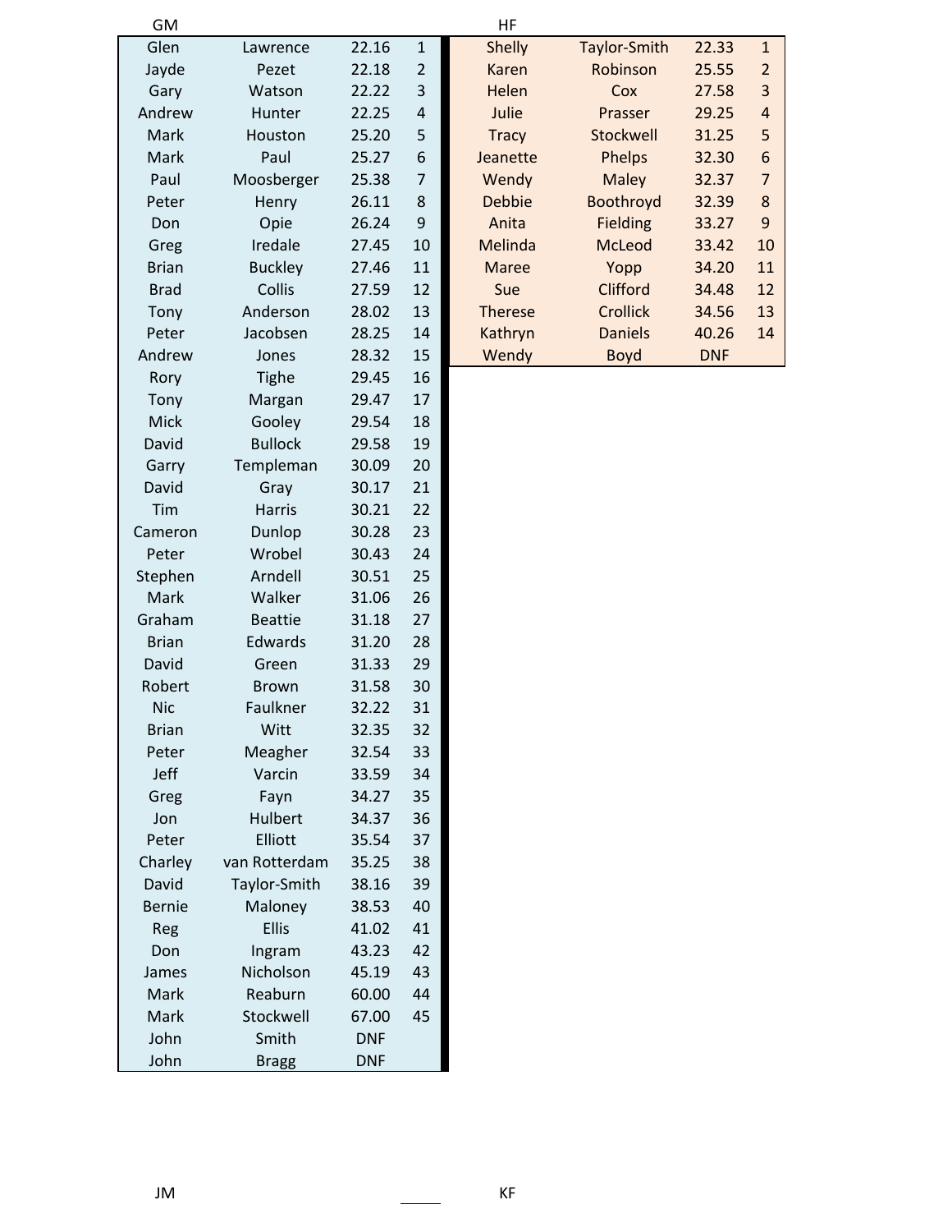GM

| | | | |
|---|---|---|---|
| Glen | Lawrence | 22.16 | 1 |
| Jayde | Pezet | 22.18 | 2 |
| Gary | Watson | 22.22 | 3 |
| Andrew | Hunter | 22.25 | 4 |
| Mark | Houston | 25.20 | 5 |
| Mark | Paul | 25.27 | 6 |
| Paul | Moosberger | 25.38 | 7 |
| Peter | Henry | 26.11 | 8 |
| Don | Opie | 26.24 | 9 |
| Greg | Iredale | 27.45 | 10 |
| Brian | Buckley | 27.46 | 11 |
| Brad | Collis | 27.59 | 12 |
| Tony | Anderson | 28.02 | 13 |
| Peter | Jacobsen | 28.25 | 14 |
| Andrew | Jones | 28.32 | 15 |
| Rory | Tighe | 29.45 | 16 |
| Tony | Margan | 29.47 | 17 |
| Mick | Gooley | 29.54 | 18 |
| David | Bullock | 29.58 | 19 |
| Garry | Templeman | 30.09 | 20 |
| David | Gray | 30.17 | 21 |
| Tim | Harris | 30.21 | 22 |
| Cameron | Dunlop | 30.28 | 23 |
| Peter | Wrobel | 30.43 | 24 |
| Stephen | Arndell | 30.51 | 25 |
| Mark | Walker | 31.06 | 26 |
| Graham | Beattie | 31.18 | 27 |
| Brian | Edwards | 31.20 | 28 |
| David | Green | 31.33 | 29 |
| Robert | Brown | 31.58 | 30 |
| Nic | Faulkner | 32.22 | 31 |
| Brian | Witt | 32.35 | 32 |
| Peter | Meagher | 32.54 | 33 |
| Jeff | Varcin | 33.59 | 34 |
| Greg | Fayn | 34.27 | 35 |
| Jon | Hulbert | 34.37 | 36 |
| Peter | Elliott | 35.54 | 37 |
| Charley | van Rotterdam | 35.25 | 38 |
| David | Taylor-Smith | 38.16 | 39 |
| Bernie | Maloney | 38.53 | 40 |
| Reg | Ellis | 41.02 | 41 |
| Don | Ingram | 43.23 | 42 |
| James | Nicholson | 45.19 | 43 |
| Mark | Reaburn | 60.00 | 44 |
| Mark | Stockwell | 67.00 | 45 |
| John | Smith | DNF | |
| John | Bragg | DNF | |

HF

| | | | |
|---|---|---|---|
| Shelly | Taylor-Smith | 22.33 | 1 |
| Karen | Robinson | 25.55 | 2 |
| Helen | Cox | 27.58 | 3 |
| Julie | Prasser | 29.25 | 4 |
| Tracy | Stockwell | 31.25 | 5 |
| Jeanette | Phelps | 32.30 | 6 |
| Wendy | Maley | 32.37 | 7 |
| Debbie | Boothroyd | 32.39 | 8 |
| Anita | Fielding | 33.27 | 9 |
| Melinda | McLeod | 33.42 | 10 |
| Maree | Yopp | 34.20 | 11 |
| Sue | Clifford | 34.48 | 12 |
| Therese | Crollick | 34.56 | 13 |
| Kathryn | Daniels | 40.26 | 14 |
| Wendy | Boyd | DNF | |

JM

KF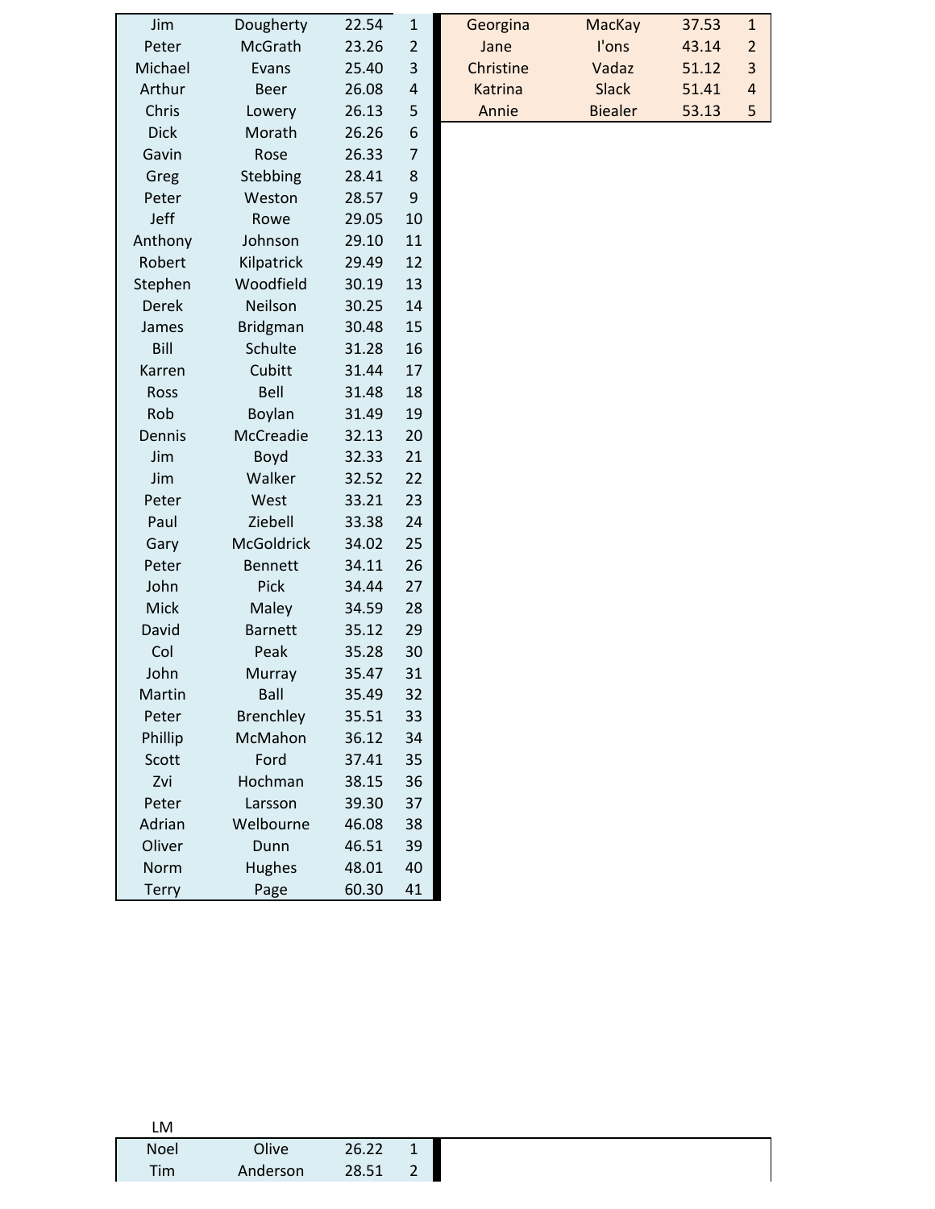| | | | |
|---|---|---|---|
| Jim | Dougherty | 22.54 | 1 |
| Peter | McGrath | 23.26 | 2 |
| Michael | Evans | 25.40 | 3 |
| Arthur | Beer | 26.08 | 4 |
| Chris | Lowery | 26.13 | 5 |
| Dick | Morath | 26.26 | 6 |
| Gavin | Rose | 26.33 | 7 |
| Greg | Stebbing | 28.41 | 8 |
| Peter | Weston | 28.57 | 9 |
| Jeff | Rowe | 29.05 | 10 |
| Anthony | Johnson | 29.10 | 11 |
| Robert | Kilpatrick | 29.49 | 12 |
| Stephen | Woodfield | 30.19 | 13 |
| Derek | Neilson | 30.25 | 14 |
| James | Bridgman | 30.48 | 15 |
| Bill | Schulte | 31.28 | 16 |
| Karren | Cubitt | 31.44 | 17 |
| Ross | Bell | 31.48 | 18 |
| Rob | Boylan | 31.49 | 19 |
| Dennis | McCreadie | 32.13 | 20 |
| Jim | Boyd | 32.33 | 21 |
| Jim | Walker | 32.52 | 22 |
| Peter | West | 33.21 | 23 |
| Paul | Ziebell | 33.38 | 24 |
| Gary | McGoldrick | 34.02 | 25 |
| Peter | Bennett | 34.11 | 26 |
| John | Pick | 34.44 | 27 |
| Mick | Maley | 34.59 | 28 |
| David | Barnett | 35.12 | 29 |
| Col | Peak | 35.28 | 30 |
| John | Murray | 35.47 | 31 |
| Martin | Ball | 35.49 | 32 |
| Peter | Brenchley | 35.51 | 33 |
| Phillip | McMahon | 36.12 | 34 |
| Scott | Ford | 37.41 | 35 |
| Zvi | Hochman | 38.15 | 36 |
| Peter | Larsson | 39.30 | 37 |
| Adrian | Welbourne | 46.08 | 38 |
| Oliver | Dunn | 46.51 | 39 |
| Norm | Hughes | 48.01 | 40 |
| Terry | Page | 60.30 | 41 |

| | | | |
|---|---|---|---|
| Georgina | MacKay | 37.53 | 1 |
| Jane | I'ons | 43.14 | 2 |
| Christine | Vadaz | 51.12 | 3 |
| Katrina | Slack | 51.41 | 4 |
| Annie | Bielaler | 53.13 | 5 |

LM

| | | | |
|---|---|---|---|
| Noel | Olive | 26.22 | 1 |
| Tim | Anderson | 28.51 | 2 |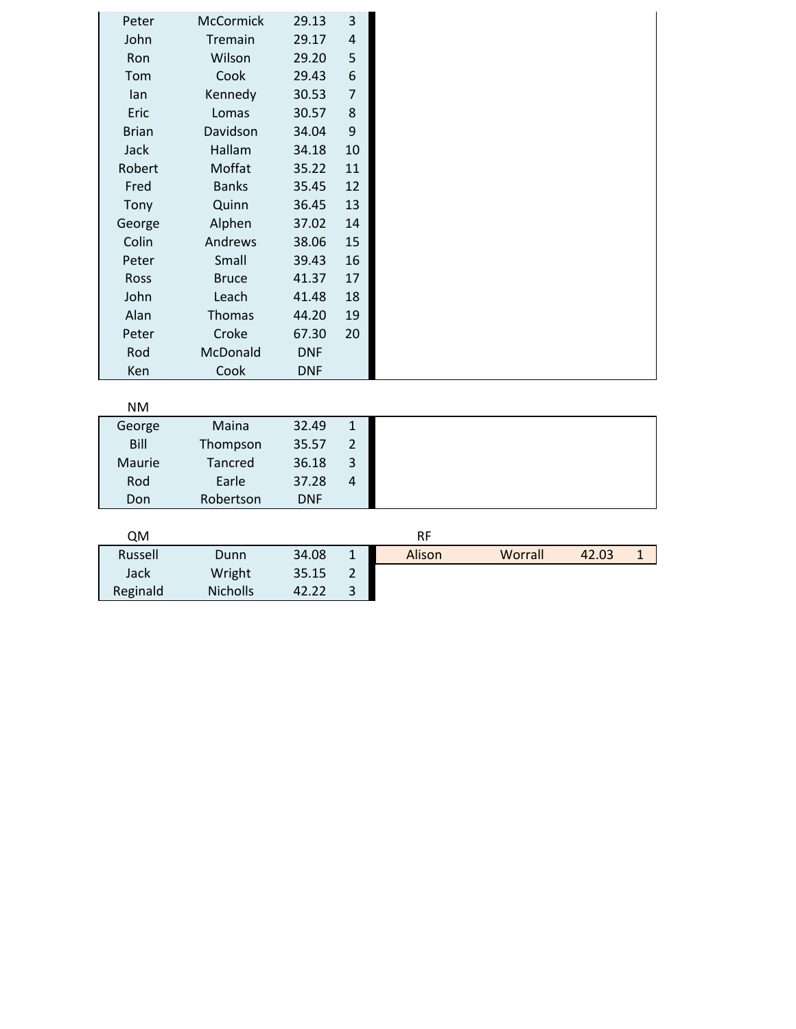| | | | |
|---|---|---|---|
| Peter | McCormick | 29.13 | 3 |
| John | Tremain | 29.17 | 4 |
| Ron | Wilson | 29.20 | 5 |
| Tom | Cook | 29.43 | 6 |
| Ian | Kennedy | 30.53 | 7 |
| Eric | Lomas | 30.57 | 8 |
| Brian | Davidson | 34.04 | 9 |
| Jack | Hallam | 34.18 | 10 |
| Robert | Moffat | 35.22 | 11 |
| Fred | Banks | 35.45 | 12 |
| Tony | Quinn | 36.45 | 13 |
| George | Alphen | 37.02 | 14 |
| Colin | Andrews | 38.06 | 15 |
| Peter | Small | 39.43 | 16 |
| Ross | Bruce | 41.37 | 17 |
| John | Leach | 41.48 | 18 |
| Alan | Thomas | 44.20 | 19 |
| Peter | Croke | 67.30 | 20 |
| Rod | McDonald | DNF | |
| Ken | Cook | DNF | |

NM

| | | | |
|---|---|---|---|
| George | Maina | 32.49 | 1 |
| Bill | Thompson | 35.57 | 2 |
| Maurie | Tancred | 36.18 | 3 |
| Rod | Earle | 37.28 | 4 |
| Don | Robertson | DNF | |

QM

| | | | |
|---|---|---|---|
| Russell | Dunn | 34.08 | 1 |
| Jack | Wright | 35.15 | 2 |
| Reginald | Nicholls | 42.22 | 3 |

RF

| | | | |
|---|---|---|---|
| Alison | Worrall | 42.03 | 1 |